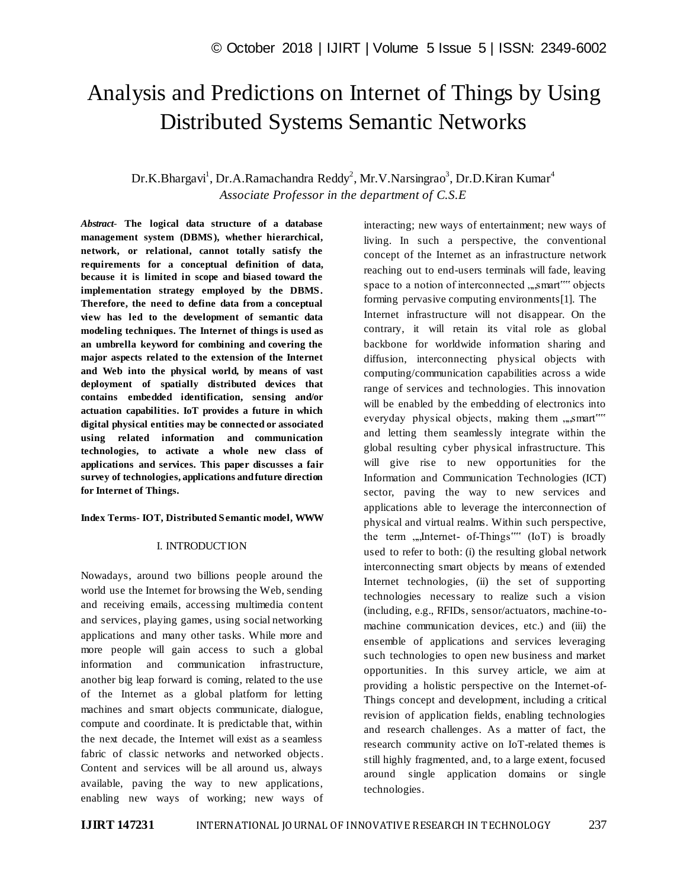# Analysis and Predictions on Internet of Things by Using Distributed Systems Semantic Networks

Dr.K.Bhargavi[1], Dr.A.Ramachandra Reddy[2], Mr.V.Narsingrao[3], Dr.D.Kiran Kumar[4]

*Associate Professor in the department of C.S.E*

***Abstract-*** **The logical data structure of a database management system (DBMS), whether hierarchical, network, or relational, cannot totally satisfy the requirements for a conceptual definition of data, because it is limited in scope and biased toward the implementation strategy employed by the DBMS. Therefore, the need to define data from a conceptual view has led to the development of semantic data modeling techniques. The Internet of things is used as an umbrella keyword for combining and covering the major aspects related to the extension of the Internet and Web into the physical world, by means of vast deployment of spatially distributed devices that contains embedded identification, sensing and/or actuation capabilities. IoT provides a future in which digital physical entities may be connected or associated using related information and communication technologies, to activate a whole new class of applications and services. This paper discusses a fair survey of technologies, applications and future direction for Internet of Things.**

**Index Terms- IOT, Distributed Semantic model, WWW**

## I. INTRODUCTION

Nowadays, around two billions people around the world use the Internet for browsing the Web, sending and receiving emails, accessing multimedia content and services, playing games, using social networking applications and many other tasks. While more and more people will gain access to such a global information and communication infrastructure, another big leap forward is coming, related to the use of the Internet as a global platform for letting machines and smart objects communicate, dialogue, compute and coordinate. It is predictable that, within the next decade, the Internet will exist as a seamless fabric of classic networks and networked objects. Content and services will be all around us, always available, paving the way to new applications, enabling new ways of working; new ways of interacting; new ways of entertainment; new ways of living. In such a perspective, the conventional concept of the Internet as an infrastructure network reaching out to end-users terminals will fade, leaving space to a notion of interconnected „„smart"" objects forming pervasive computing environments[1]. The Internet infrastructure will not disappear. On the contrary, it will retain its vital role as global backbone for worldwide information sharing and diffusion, interconnecting physical objects with computing/communication capabilities across a wide range of services and technologies. This innovation will be enabled by the embedding of electronics into everyday physical objects, making them „„smart"" and letting them seamlessly integrate within the global resulting cyber physical infrastructure. This will give rise to new opportunities for the Information and Communication Technologies (ICT) sector, paving the way to new services and applications able to leverage the interconnection of physical and virtual realms. Within such perspective, the term „„Internet- of-Things"" (IoT) is broadly used to refer to both: (i) the resulting global network interconnecting smart objects by means of extended Internet technologies, (ii) the set of supporting technologies necessary to realize such a vision (including, e.g., RFIDs, sensor/actuators, machine-to-machine communication devices, etc.) and (iii) the ensemble of applications and services leveraging such technologies to open new business and market opportunities. In this survey article, we aim at providing a holistic perspective on the Internet-of-Things concept and development, including a critical revision of application fields, enabling technologies and research challenges. As a matter of fact, the research community active on IoT-related themes is still highly fragmented, and, to a large extent, focused around single application domains or single technologies.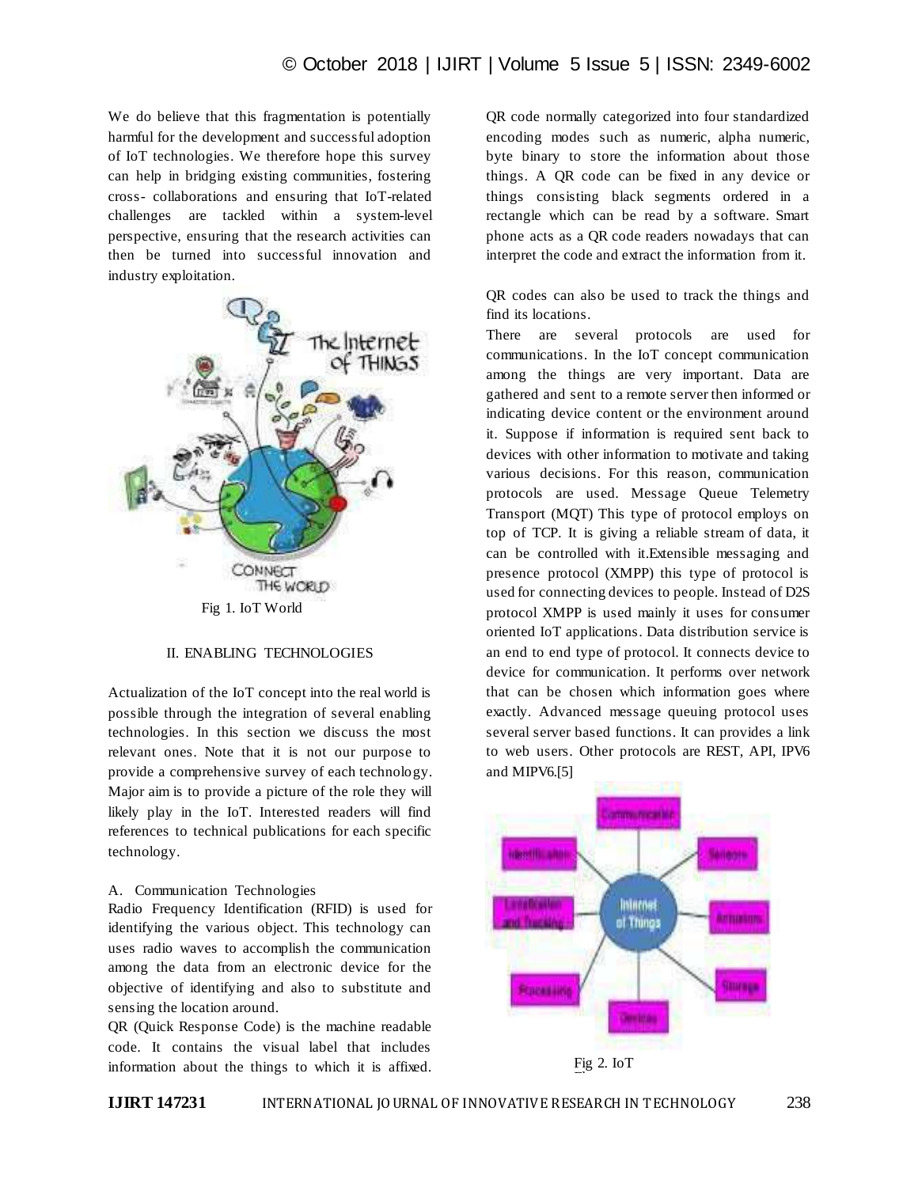We do believe that this fragmentation is potentially harmful for the development and successful adoption of IoT technologies. We therefore hope this survey can help in bridging existing communities, fostering cross- collaborations and ensuring that IoT-related challenges are tackled within a system-level perspective, ensuring that the research activities can then be turned into successful innovation and industry exploitation.

Fig 1. IoT World

## II. ENABLING TECHNOLOGIES

Actualization of the IoT concept into the real world is possible through the integration of several enabling technologies. In this section we discuss the most relevant ones. Note that it is not our purpose to provide a comprehensive survey of each technology. Major aim is to provide a picture of the role they will likely play in the IoT. Interested readers will find references to technical publications for each specific technology.

### A. Communication Technologies

Radio Frequency Identification (RFID) is used for identifying the various object. This technology can uses radio waves to accomplish the communication among the data from an electronic device for the objective of identifying and also to substitute and sensing the location around.

QR (Quick Response Code) is the machine readable code. It contains the visual label that includes information about the things to which it is affixed. QR code normally categorized into four standardized encoding modes such as numeric, alpha numeric, byte binary to store the information about those things. A QR code can be fixed in any device or things consisting black segments ordered in a rectangle which can be read by a software. Smart phone acts as a QR code readers nowadays that can interpret the code and extract the information from it.

QR codes can also be used to track the things and find its locations.

There are several protocols are used for communications. In the IoT concept communication among the things are very important. Data are gathered and sent to a remote server then informed or indicating device content or the environment around it. Suppose if information is required sent back to devices with other information to motivate and taking various decisions. For this reason, communication protocols are used. Message Queue Telemetry Transport (MQT) This type of protocol employs on top of TCP. It is giving a reliable stream of data, it can be controlled with it.Extensible messaging and presence protocol (XMPP) this type of protocol is used for connecting devices to people. Instead of D2S protocol XMPP is used mainly it uses for consumer oriented IoT applications. Data distribution service is an end to end type of protocol. It connects device to device for communication. It performs over network that can be chosen which information goes where exactly. Advanced message queuing protocol uses several server based functions. It can provides a link to web users. Other protocols are REST, API, IPV6 and MIPV6.[5]

Fig 2. IoT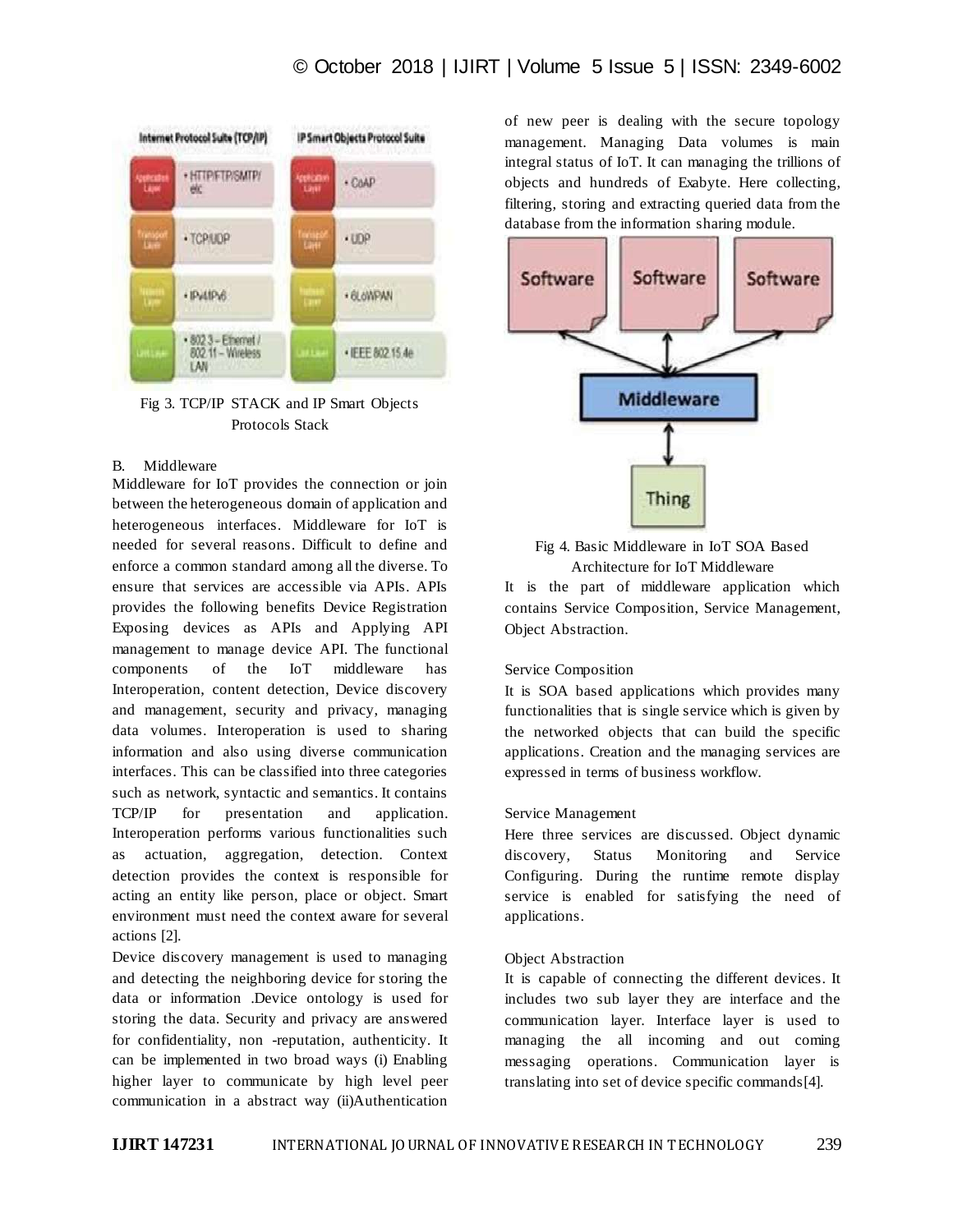Fig 3. TCP/IP STACK and IP Smart Objects Protocols Stack

B. Middleware

Middleware for IoT provides the connection or join between the heterogeneous domain of application and heterogeneous interfaces. Middleware for IoT is needed for several reasons. Difficult to define and enforce a common standard among all the diverse. To ensure that services are accessible via APIs. APIs provides the following benefits Device Registration Exposing devices as APIs and Applying API management to manage device API. The functional components of the IoT middleware has Interoperation, content detection, Device discovery and management, security and privacy, managing data volumes. Interoperation is used to sharing information and also using diverse communication interfaces. This can be classified into three categories such as network, syntactic and semantics. It contains TCP/IP for presentation and application. Interoperation performs various functionalities such as actuation, aggregation, detection. Context detection provides the context is responsible for acting an entity like person, place or object. Smart environment must need the context aware for several actions [2].

Device discovery management is used to managing and detecting the neighboring device for storing the data or information .Device ontology is used for storing the data. Security and privacy are answered for confidentiality, non -reputation, authenticity. It can be implemented in two broad ways (i) Enabling higher layer to communicate by high level peer communication in a abstract way (ii)Authentication of new peer is dealing with the secure topology management. Managing Data volumes is main integral status of IoT. It can managing the trillions of objects and hundreds of Exabyte. Here collecting, filtering, storing and extracting queried data from the database from the information sharing module.

Fig 4. Basic Middleware in IoT SOA Based Architecture for IoT Middleware

It is the part of middleware application which contains Service Composition, Service Management, Object Abstraction.

Service Composition

It is SOA based applications which provides many functionalities that is single service which is given by the networked objects that can build the specific applications. Creation and the managing services are expressed in terms of business workflow.

Service Management

Here three services are discussed. Object dynamic discovery, Status Monitoring and Service Configuring. During the runtime remote display service is enabled for satisfying the need of applications.

Object Abstraction

It is capable of connecting the different devices. It includes two sub layer they are interface and the communication layer. Interface layer is used to managing the all incoming and out coming messaging operations. Communication layer is translating into set of device specific commands[4].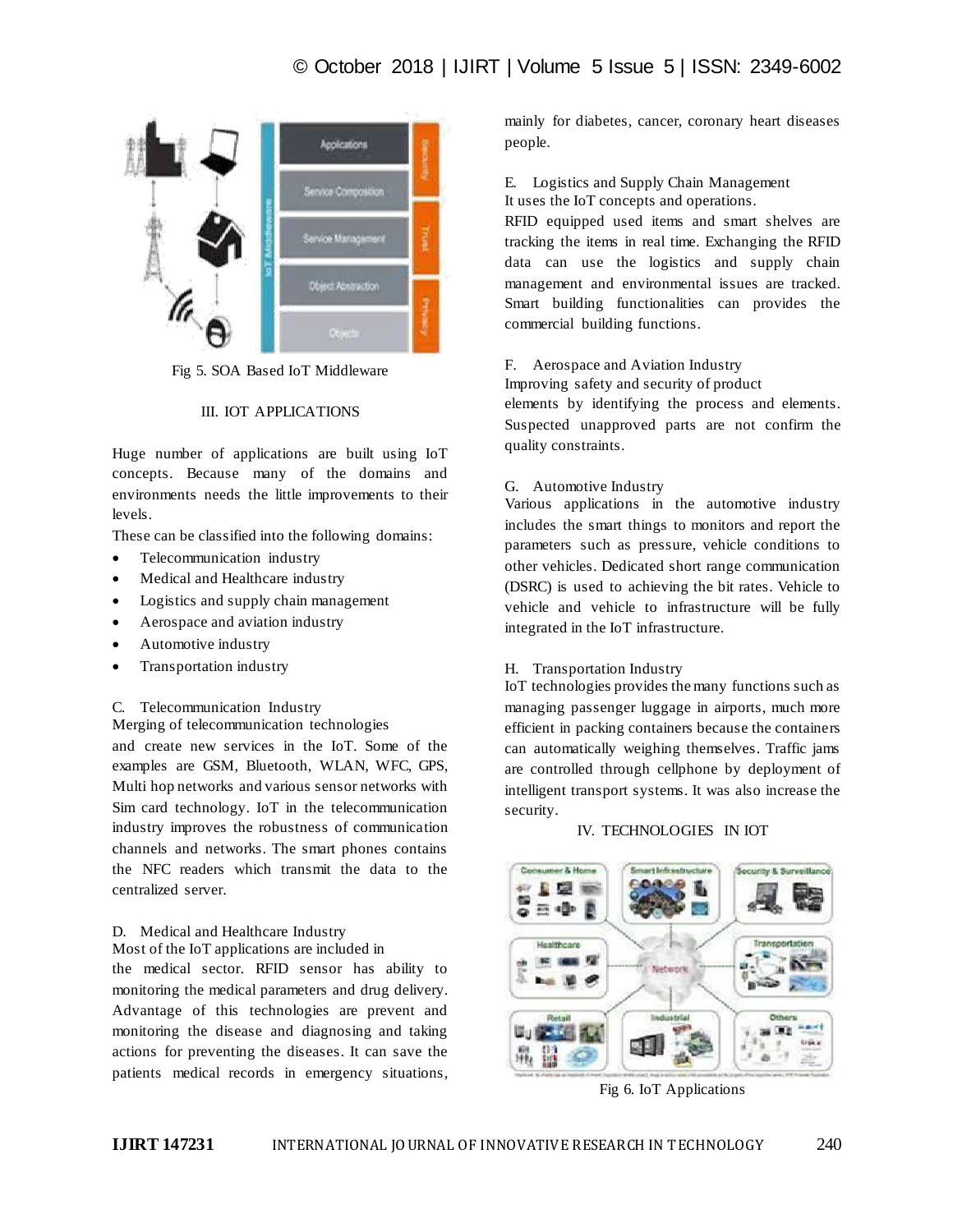Fig 5. SOA Based IoT Middleware

## III. IOT APPLICATIONS

Huge number of applications are built using IoT concepts. Because many of the domains and environments needs the little improvements to their levels.

These can be classified into the following domains:

- Telecommunication industry
- Medical and Healthcare industry
- Logistics and supply chain management
- Aerospace and aviation industry
- Automotive industry
- Transportation industry

### C. Telecommunication Industry

Merging of telecommunication technologies and create new services in the IoT. Some of the examples are GSM, Bluetooth, WLAN, WFC, GPS, Multi hop networks and various sensor networks with Sim card technology. IoT in the telecommunication industry improves the robustness of communication channels and networks. The smart phones contains the NFC readers which transmit the data to the centralized server.

### D. Medical and Healthcare Industry

Most of the IoT applications are included in the medical sector. RFID sensor has ability to monitoring the medical parameters and drug delivery. Advantage of this technologies are prevent and monitoring the disease and diagnosing and taking actions for preventing the diseases. It can save the patients medical records in emergency situations, mainly for diabetes, cancer, coronary heart diseases people.

### E. Logistics and Supply Chain Management

It uses the IoT concepts and operations.

RFID equipped used items and smart shelves are tracking the items in real time. Exchanging the RFID data can use the logistics and supply chain management and environmental issues are tracked. Smart building functionalities can provides the commercial building functions.

### F. Aerospace and Aviation Industry

Improving safety and security of product elements by identifying the process and elements. Suspected unapproved parts are not confirm the quality constraints.

### G. Automotive Industry

Various applications in the automotive industry includes the smart things to monitors and report the parameters such as pressure, vehicle conditions to other vehicles. Dedicated short range communication (DSRC) is used to achieving the bit rates. Vehicle to vehicle and vehicle to infrastructure will be fully integrated in the IoT infrastructure.

### H. Transportation Industry

IoT technologies provides the many functions such as managing passenger luggage in airports, much more efficient in packing containers because the containers can automatically weighing themselves. Traffic jams are controlled through cellphone by deployment of intelligent transport systems. It was also increase the security.

## IV. TECHNOLOGIES IN IOT

Fig 6. IoT Applications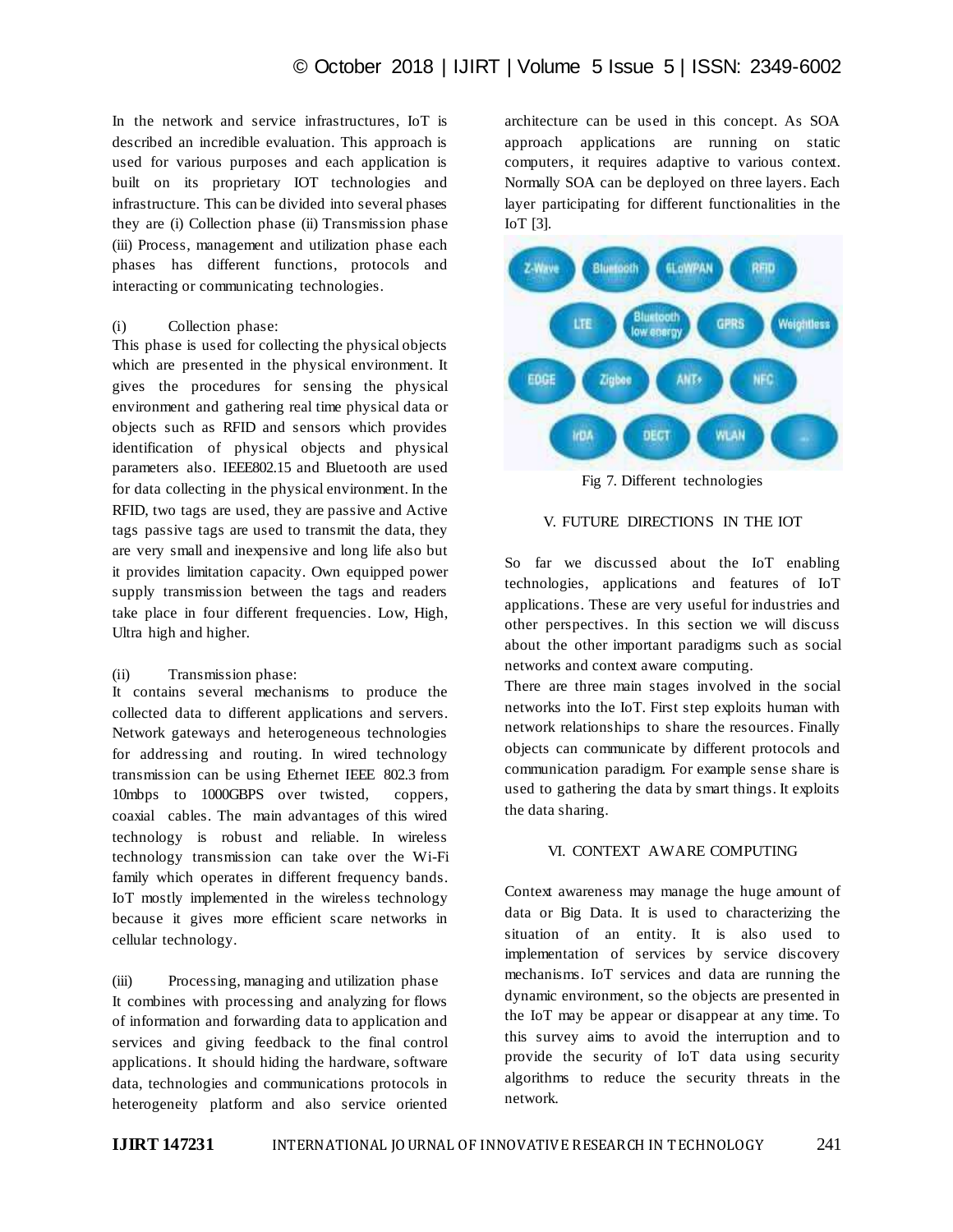In the network and service infrastructures, IoT is described an incredible evaluation. This approach is used for various purposes and each application is built on its proprietary IOT technologies and infrastructure. This can be divided into several phases they are (i) Collection phase (ii) Transmission phase (iii) Process, management and utilization phase each phases has different functions, protocols and interacting or communicating technologies.

(i) Collection phase:

This phase is used for collecting the physical objects which are presented in the physical environment. It gives the procedures for sensing the physical environment and gathering real time physical data or objects such as RFID and sensors which provides identification of physical objects and physical parameters also. IEEE802.15 and Bluetooth are used for data collecting in the physical environment. In the RFID, two tags are used, they are passive and Active tags passive tags are used to transmit the data, they are very small and inexpensive and long life also but it provides limitation capacity. Own equipped power supply transmission between the tags and readers take place in four different frequencies. Low, High, Ultra high and higher.

(ii) Transmission phase:

It contains several mechanisms to produce the collected data to different applications and servers. Network gateways and heterogeneous technologies for addressing and routing. In wired technology transmission can be using Ethernet IEEE 802.3 from 10mbps to 1000GBPS over twisted, coppers, coaxial cables. The main advantages of this wired technology is robust and reliable. In wireless technology transmission can take over the Wi-Fi family which operates in different frequency bands. IoT mostly implemented in the wireless technology because it gives more efficient scare networks in cellular technology.

(iii) Processing, managing and utilization phase

It combines with processing and analyzing for flows of information and forwarding data to application and services and giving feedback to the final control applications. It should hiding the hardware, software data, technologies and communications protocols in heterogeneity platform and also service oriented architecture can be used in this concept. As SOA approach applications are running on static computers, it requires adaptive to various context. Normally SOA can be deployed on three layers. Each layer participating for different functionalities in the IoT [3].

Z-Wave, Bluetooth, 6LoWPAN, RFID, LTE, Bluetooth low energy, GPRS, Weightless, EDGE, Zigbee, ANT+, NFC, IrDA, DECT, WLAN, ...

Fig 7. Different technologies

## V. FUTURE DIRECTIONS IN THE IOT

So far we discussed about the IoT enabling technologies, applications and features of IoT applications. These are very useful for industries and other perspectives. In this section we will discuss about the other important paradigms such as social networks and context aware computing.

There are three main stages involved in the social networks into the IoT. First step exploits human with network relationships to share the resources. Finally objects can communicate by different protocols and communication paradigm. For example sense share is used to gathering the data by smart things. It exploits the data sharing.

## VI. CONTEXT AWARE COMPUTING

Context awareness may manage the huge amount of data or Big Data. It is used to characterizing the situation of an entity. It is also used to implementation of services by service discovery mechanisms. IoT services and data are running the dynamic environment, so the objects are presented in the IoT may be appear or disappear at any time. To this survey aims to avoid the interruption and to provide the security of IoT data using security algorithms to reduce the security threats in the network.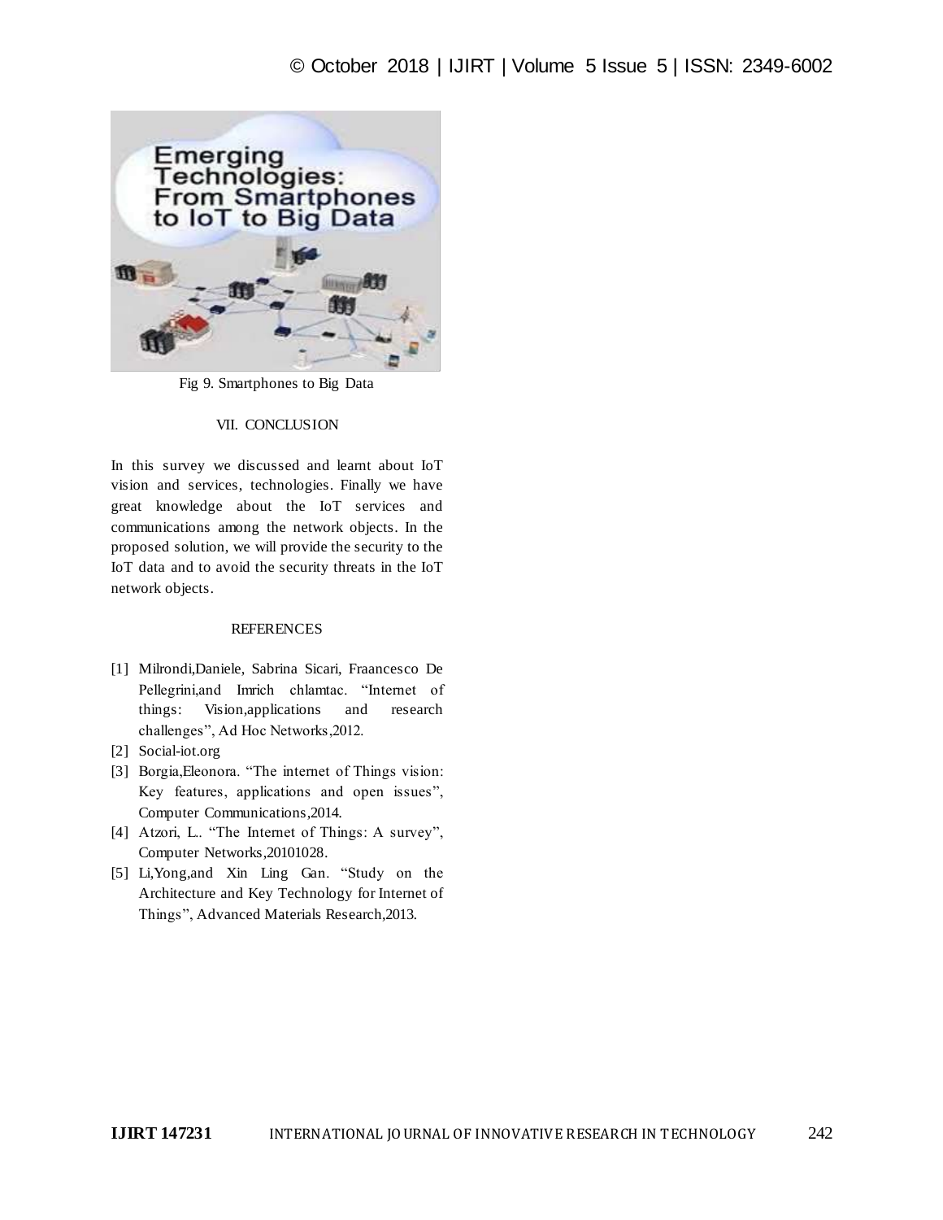Fig 9. Smartphones to Big Data

## VII. CONCLUSION

In this survey we discussed and learnt about IoT vision and services, technologies. Finally we have great knowledge about the IoT services and communications among the network objects. In the proposed solution, we will provide the security to the IoT data and to avoid the security threats in the IoT network objects.

## REFERENCES

[1] Milrondi,Daniele, Sabrina Sicari, Fraancesco De Pellegrini,and Imrich chlamtac. "Internet of things: Vision,applications and research challenges", Ad Hoc Networks,2012.

[2] Social-iot.org

[3] Borgia,Eleonora. "The internet of Things vision: Key features, applications and open issues", Computer Communications,2014.

[4] Atzori, L. "The Internet of Things: A survey", Computer Networks,20101028.

[5] Li,Yong,and Xin Ling Gan. "Study on the Architecture and Key Technology for Internet of Things", Advanced Materials Research,2013.